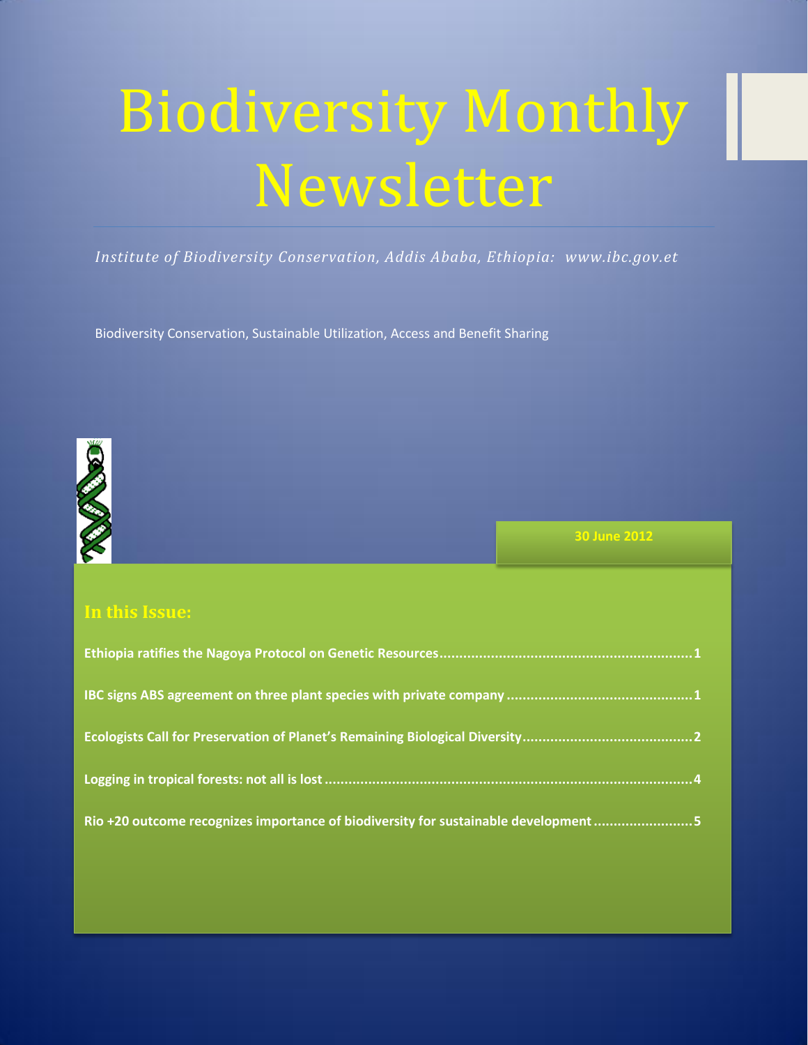# Biodiversity Monthly Newsletter

*Institute of Biodiversity Conservation, Addis Ababa, Ethiopia: www.ibc.gov.et*

Biodiversity Conservation, Sustainable Utilization, Access and Benefit Sharing

**30 June 2012**

## In this Issue:

**Ethiopia ratifies the Nagoya Protocol on Genetic Resources....................................................................1**

**IBC signs ABS agreement on three plant species with private company ................................................1**

**Ecologists Call for Preservation of Planet's Remaining Biological Diversity..........................................2**

**Logging in tropical forests: not all is lost ..............................................................................................4**

**Rio +20 outcome recognizes importance of biodiversity for sustainable development .........................5**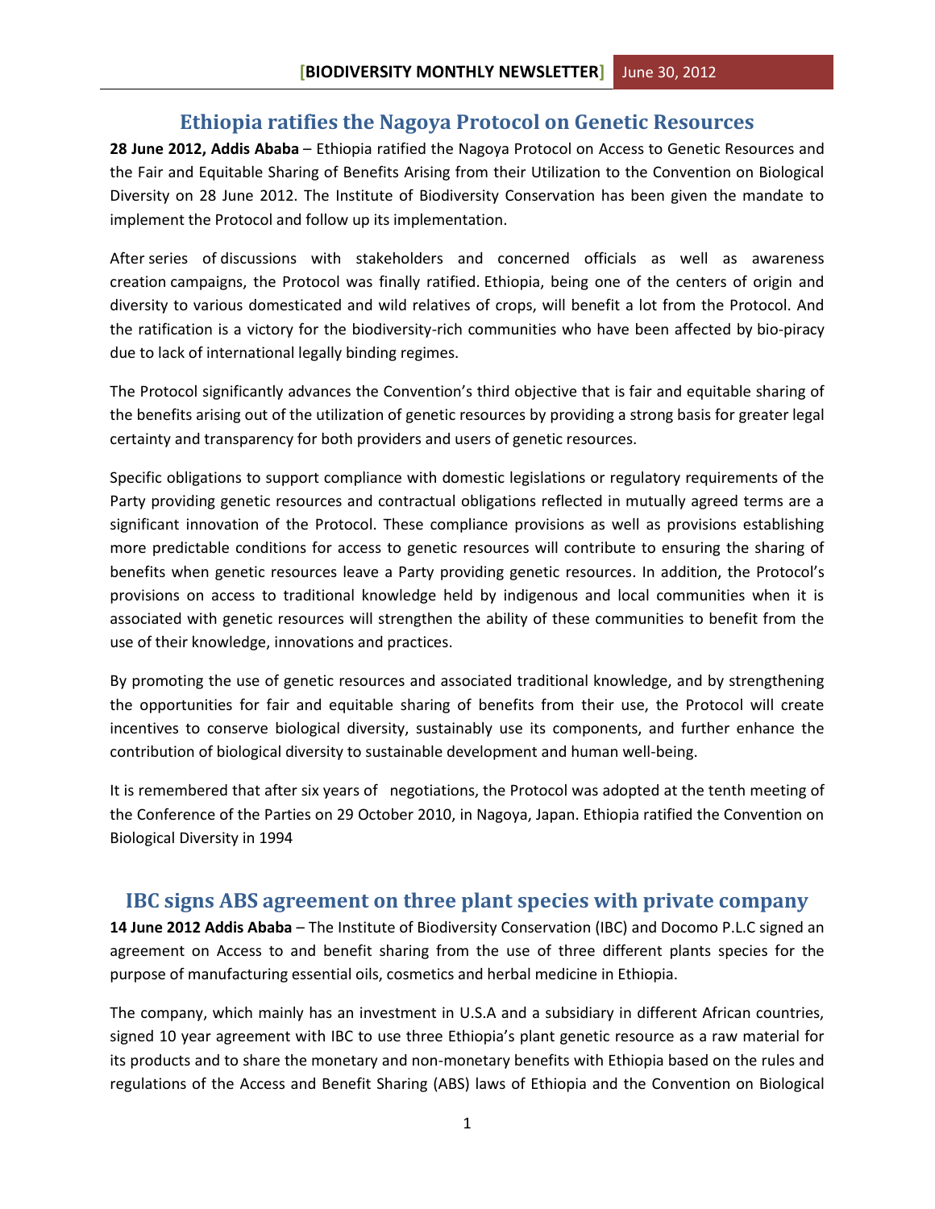## Ethiopia ratifies the Nagoya Protocol on Genetic Resources

**28 June 2012, Addis Ababa** – Ethiopia ratified the Nagoya Protocol on Access to Genetic Resources and the Fair and Equitable Sharing of Benefits Arising from their Utilization to the Convention on Biological Diversity on 28 June 2012. The Institute of Biodiversity Conservation has been given the mandate to implement the Protocol and follow up its implementation.

After series of discussions with stakeholders and concerned officials as well as awareness creation campaigns, the Protocol was finally ratified. Ethiopia, being one of the centers of origin and diversity to various domesticated and wild relatives of crops, will benefit a lot from the Protocol. And the ratification is a victory for the biodiversity-rich communities who have been affected by bio-piracy due to lack of international legally binding regimes.

The Protocol significantly advances the Convention's third objective that is fair and equitable sharing of the benefits arising out of the utilization of genetic resources by providing a strong basis for greater legal certainty and transparency for both providers and users of genetic resources.

Specific obligations to support compliance with domestic legislations or regulatory requirements of the Party providing genetic resources and contractual obligations reflected in mutually agreed terms are a significant innovation of the Protocol. These compliance provisions as well as provisions establishing more predictable conditions for access to genetic resources will contribute to ensuring the sharing of benefits when genetic resources leave a Party providing genetic resources. In addition, the Protocol's provisions on access to traditional knowledge held by indigenous and local communities when it is associated with genetic resources will strengthen the ability of these communities to benefit from the use of their knowledge, innovations and practices.

By promoting the use of genetic resources and associated traditional knowledge, and by strengthening the opportunities for fair and equitable sharing of benefits from their use, the Protocol will create incentives to conserve biological diversity, sustainably use its components, and further enhance the contribution of biological diversity to sustainable development and human well-being.

It is remembered that after six years of negotiations, the Protocol was adopted at the tenth meeting of the Conference of the Parties on 29 October 2010, in Nagoya, Japan. Ethiopia ratified the Convention on Biological Diversity in 1994

## IBC signs ABS agreement on three plant species with private company

**14 June 2012 Addis Ababa** – The Institute of Biodiversity Conservation (IBC) and Docomo P.L.C signed an agreement on Access to and benefit sharing from the use of three different plants species for the purpose of manufacturing essential oils, cosmetics and herbal medicine in Ethiopia.

The company, which mainly has an investment in U.S.A and a subsidiary in different African countries, signed 10 year agreement with IBC to use three Ethiopia's plant genetic resource as a raw material for its products and to share the monetary and non-monetary benefits with Ethiopia based on the rules and regulations of the Access and Benefit Sharing (ABS) laws of Ethiopia and the Convention on Biological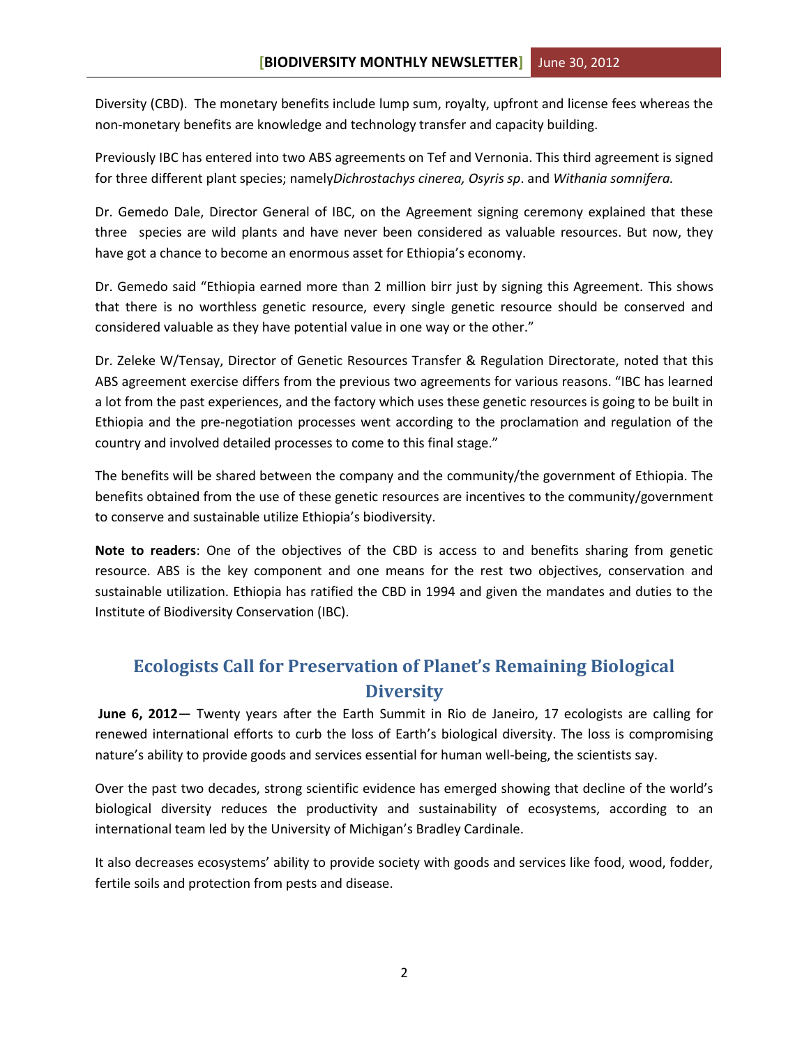Diversity (CBD). The monetary benefits include lump sum, royalty, upfront and license fees whereas the non-monetary benefits are knowledge and technology transfer and capacity building.

Previously IBC has entered into two ABS agreements on Tef and Vernonia. This third agreement is signed for three different plant species; namely*Dichrostachys cinerea, Osyris sp*. and *Withania somnifera.*

Dr. Gemedo Dale, Director General of IBC, on the Agreement signing ceremony explained that these three species are wild plants and have never been considered as valuable resources. But now, they have got a chance to become an enormous asset for Ethiopia's economy.

Dr. Gemedo said "Ethiopia earned more than 2 million birr just by signing this Agreement. This shows that there is no worthless genetic resource, every single genetic resource should be conserved and considered valuable as they have potential value in one way or the other."

Dr. Zeleke W/Tensay, Director of Genetic Resources Transfer & Regulation Directorate, noted that this ABS agreement exercise differs from the previous two agreements for various reasons. "IBC has learned a lot from the past experiences, and the factory which uses these genetic resources is going to be built in Ethiopia and the pre-negotiation processes went according to the proclamation and regulation of the country and involved detailed processes to come to this final stage."

The benefits will be shared between the company and the community/the government of Ethiopia. The benefits obtained from the use of these genetic resources are incentives to the community/government to conserve and sustainable utilize Ethiopia's biodiversity.

**Note to readers**: One of the objectives of the CBD is access to and benefits sharing from genetic resource. ABS is the key component and one means for the rest two objectives, conservation and sustainable utilization. Ethiopia has ratified the CBD in 1994 and given the mandates and duties to the Institute of Biodiversity Conservation (IBC).

## Ecologists Call for Preservation of Planet's Remaining Biological Diversity

**June 6, 2012**— Twenty years after the Earth Summit in Rio de Janeiro, 17 ecologists are calling for renewed international efforts to curb the loss of Earth's biological diversity. The loss is compromising nature's ability to provide goods and services essential for human well-being, the scientists say.

Over the past two decades, strong scientific evidence has emerged showing that decline of the world's biological diversity reduces the productivity and sustainability of ecosystems, according to an international team led by the University of Michigan's Bradley Cardinale.

It also decreases ecosystems' ability to provide society with goods and services like food, wood, fodder, fertile soils and protection from pests and disease.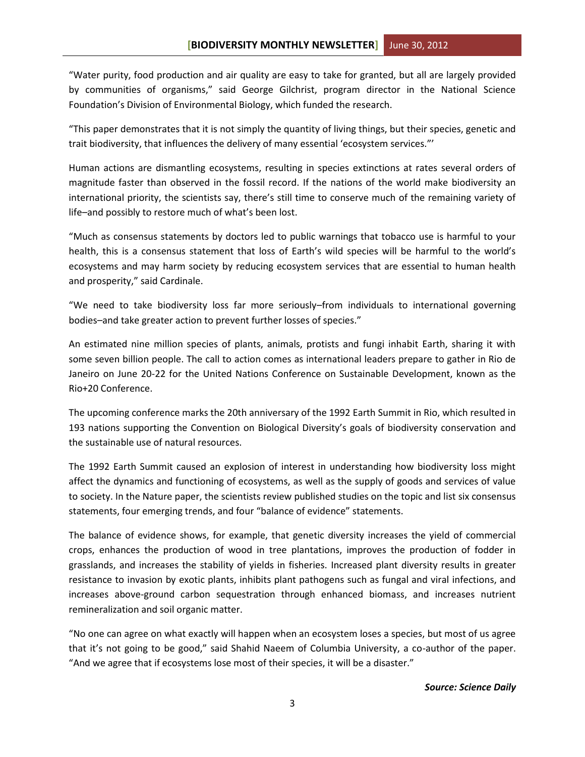"Water purity, food production and air quality are easy to take for granted, but all are largely provided by communities of organisms," said George Gilchrist, program director in the National Science Foundation's Division of Environmental Biology, which funded the research.

"This paper demonstrates that it is not simply the quantity of living things, but their species, genetic and trait biodiversity, that influences the delivery of many essential 'ecosystem services."'

Human actions are dismantling ecosystems, resulting in species extinctions at rates several orders of magnitude faster than observed in the fossil record. If the nations of the world make biodiversity an international priority, the scientists say, there's still time to conserve much of the remaining variety of life–and possibly to restore much of what's been lost.

"Much as consensus statements by doctors led to public warnings that tobacco use is harmful to your health, this is a consensus statement that loss of Earth's wild species will be harmful to the world's ecosystems and may harm society by reducing ecosystem services that are essential to human health and prosperity," said Cardinale.

"We need to take biodiversity loss far more seriously–from individuals to international governing bodies–and take greater action to prevent further losses of species."

An estimated nine million species of plants, animals, protists and fungi inhabit Earth, sharing it with some seven billion people. The call to action comes as international leaders prepare to gather in Rio de Janeiro on June 20-22 for the United Nations Conference on Sustainable Development, known as the Rio+20 Conference.

The upcoming conference marks the 20th anniversary of the 1992 Earth Summit in Rio, which resulted in 193 nations supporting the Convention on Biological Diversity's goals of biodiversity conservation and the sustainable use of natural resources.

The 1992 Earth Summit caused an explosion of interest in understanding how biodiversity loss might affect the dynamics and functioning of ecosystems, as well as the supply of goods and services of value to society. In the Nature paper, the scientists review published studies on the topic and list six consensus statements, four emerging trends, and four "balance of evidence" statements.

The balance of evidence shows, for example, that genetic diversity increases the yield of commercial crops, enhances the production of wood in tree plantations, improves the production of fodder in grasslands, and increases the stability of yields in fisheries. Increased plant diversity results in greater resistance to invasion by exotic plants, inhibits plant pathogens such as fungal and viral infections, and increases above-ground carbon sequestration through enhanced biomass, and increases nutrient remineralization and soil organic matter.

"No one can agree on what exactly will happen when an ecosystem loses a species, but most of us agree that it's not going to be good," said Shahid Naeem of Columbia University, a co-author of the paper. "And we agree that if ecosystems lose most of their species, it will be a disaster."

***Source: Science Daily***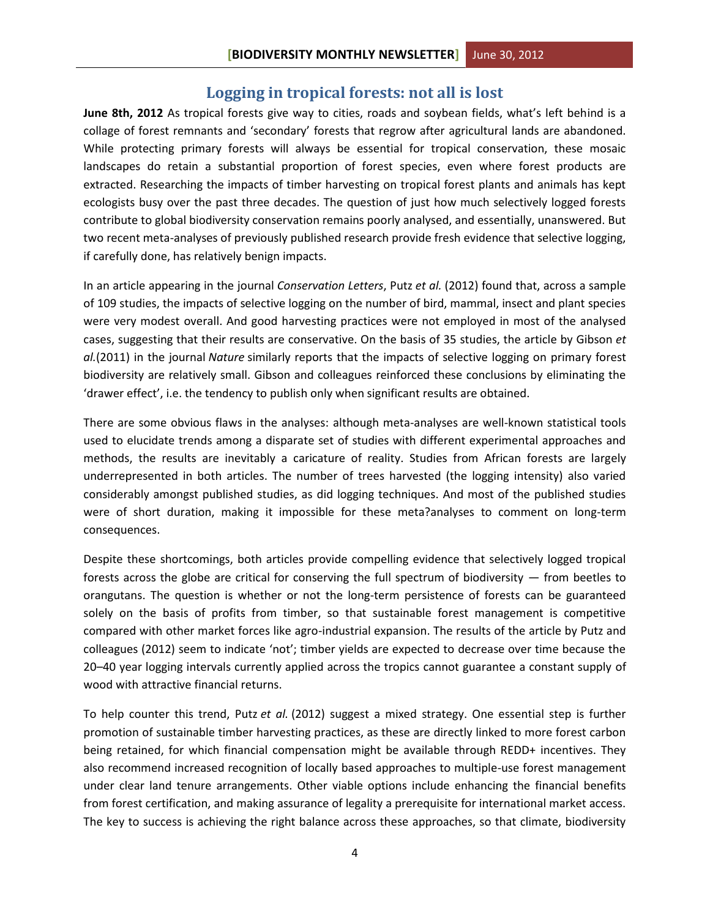## Logging in tropical forests: not all is lost

**June 8th, 2012** As tropical forests give way to cities, roads and soybean fields, what's left behind is a collage of forest remnants and 'secondary' forests that regrow after agricultural lands are abandoned. While protecting primary forests will always be essential for tropical conservation, these mosaic landscapes do retain a substantial proportion of forest species, even where forest products are extracted. Researching the impacts of timber harvesting on tropical forest plants and animals has kept ecologists busy over the past three decades. The question of just how much selectively logged forests contribute to global biodiversity conservation remains poorly analysed, and essentially, unanswered. But two recent meta-analyses of previously published research provide fresh evidence that selective logging, if carefully done, has relatively benign impacts.

In an article appearing in the journal *Conservation Letters*, Putz *et al.* (2012) found that, across a sample of 109 studies, the impacts of selective logging on the number of bird, mammal, insect and plant species were very modest overall. And good harvesting practices were not employed in most of the analysed cases, suggesting that their results are conservative. On the basis of 35 studies, the article by Gibson *et al.*(2011) in the journal *Nature* similarly reports that the impacts of selective logging on primary forest biodiversity are relatively small. Gibson and colleagues reinforced these conclusions by eliminating the 'drawer effect', i.e. the tendency to publish only when significant results are obtained.

There are some obvious flaws in the analyses: although meta-analyses are well-known statistical tools used to elucidate trends among a disparate set of studies with different experimental approaches and methods, the results are inevitably a caricature of reality. Studies from African forests are largely underrepresented in both articles. The number of trees harvested (the logging intensity) also varied considerably amongst published studies, as did logging techniques. And most of the published studies were of short duration, making it impossible for these meta?analyses to comment on long-term consequences.

Despite these shortcomings, both articles provide compelling evidence that selectively logged tropical forests across the globe are critical for conserving the full spectrum of biodiversity — from beetles to orangutans. The question is whether or not the long-term persistence of forests can be guaranteed solely on the basis of profits from timber, so that sustainable forest management is competitive compared with other market forces like agro-industrial expansion. The results of the article by Putz and colleagues (2012) seem to indicate 'not'; timber yields are expected to decrease over time because the 20–40 year logging intervals currently applied across the tropics cannot guarantee a constant supply of wood with attractive financial returns.

To help counter this trend, Putz *et al.* (2012) suggest a mixed strategy. One essential step is further promotion of sustainable timber harvesting practices, as these are directly linked to more forest carbon being retained, for which financial compensation might be available through REDD+ incentives. They also recommend increased recognition of locally based approaches to multiple-use forest management under clear land tenure arrangements. Other viable options include enhancing the financial benefits from forest certification, and making assurance of legality a prerequisite for international market access. The key to success is achieving the right balance across these approaches, so that climate, biodiversity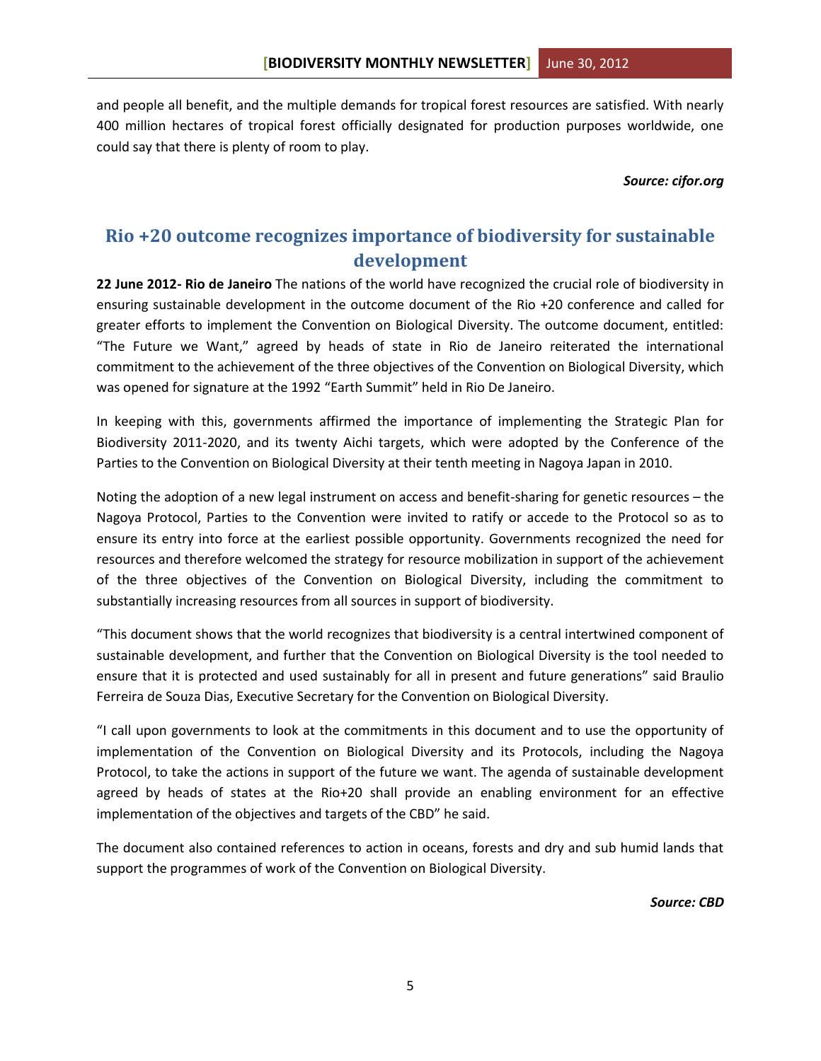and people all benefit, and the multiple demands for tropical forest resources are satisfied. With nearly 400 million hectares of tropical forest officially designated for production purposes worldwide, one could say that there is plenty of room to play.

***Source: cifor.org***

## Rio +20 outcome recognizes importance of biodiversity for sustainable development

**22 June 2012- Rio de Janeiro** The nations of the world have recognized the crucial role of biodiversity in ensuring sustainable development in the outcome document of the Rio +20 conference and called for greater efforts to implement the Convention on Biological Diversity. The outcome document, entitled: "The Future we Want," agreed by heads of state in Rio de Janeiro reiterated the international commitment to the achievement of the three objectives of the Convention on Biological Diversity, which was opened for signature at the 1992 "Earth Summit" held in Rio De Janeiro.

In keeping with this, governments affirmed the importance of implementing the Strategic Plan for Biodiversity 2011-2020, and its twenty Aichi targets, which were adopted by the Conference of the Parties to the Convention on Biological Diversity at their tenth meeting in Nagoya Japan in 2010.

Noting the adoption of a new legal instrument on access and benefit-sharing for genetic resources – the Nagoya Protocol, Parties to the Convention were invited to ratify or accede to the Protocol so as to ensure its entry into force at the earliest possible opportunity. Governments recognized the need for resources and therefore welcomed the strategy for resource mobilization in support of the achievement of the three objectives of the Convention on Biological Diversity, including the commitment to substantially increasing resources from all sources in support of biodiversity.

"This document shows that the world recognizes that biodiversity is a central intertwined component of sustainable development, and further that the Convention on Biological Diversity is the tool needed to ensure that it is protected and used sustainably for all in present and future generations" said Braulio Ferreira de Souza Dias, Executive Secretary for the Convention on Biological Diversity.

"I call upon governments to look at the commitments in this document and to use the opportunity of implementation of the Convention on Biological Diversity and its Protocols, including the Nagoya Protocol, to take the actions in support of the future we want. The agenda of sustainable development agreed by heads of states at the Rio+20 shall provide an enabling environment for an effective implementation of the objectives and targets of the CBD" he said.

The document also contained references to action in oceans, forests and dry and sub humid lands that support the programmes of work of the Convention on Biological Diversity.

***Source: CBD***